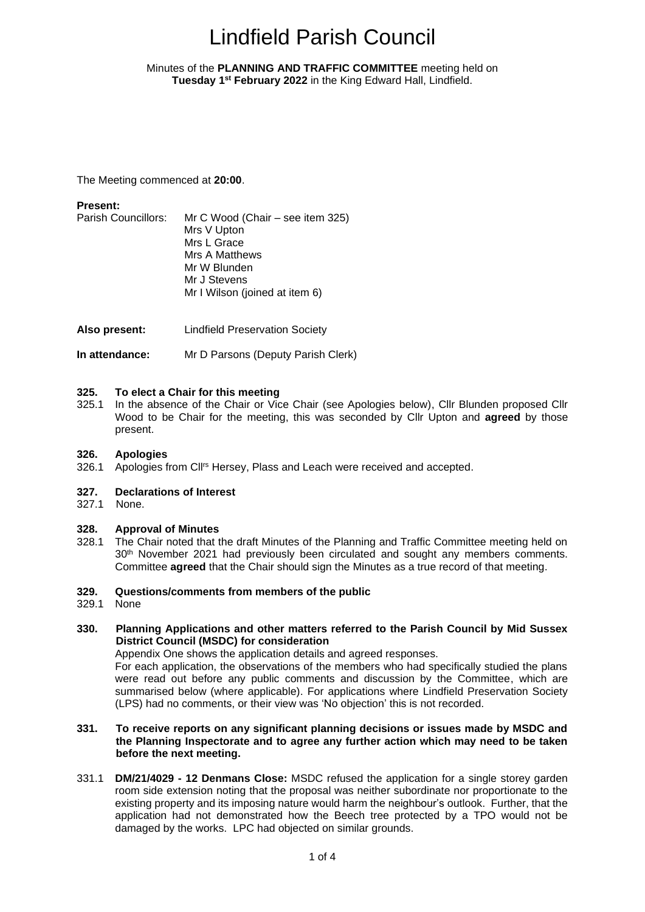# Lindfield Parish Council

Minutes of the **PLANNING AND TRAFFIC COMMITTEE** meeting held on **Tuesday 1st February 2022** in the King Edward Hall, Lindfield.

The Meeting commenced at **20:00**.

**Present:**

| | |
|---|---|
| Parish Councillors: | Mr C Wood (Chair – see item 325) |
| | Mrs V Upton |
| | Mrs L Grace |
| | Mrs A Matthews |
| | Mr W Blunden |
| | Mr J Stevens |
| | Mr I Wilson (joined at item 6) |

**Also present:** Lindfield Preservation Society

**In attendance:** Mr D Parsons (Deputy Parish Clerk)

## 325. To elect a Chair for this meeting

325.1 In the absence of the Chair or Vice Chair (see Apologies below), Cllr Blunden proposed Cllr Wood to be Chair for the meeting, this was seconded by Cllr Upton and **agreed** by those present.

## 326. Apologies

326.1 Apologies from Cllrs Hersey, Plass and Leach were received and accepted.

## 327. Declarations of Interest

327.1 None.

## 328. Approval of Minutes

328.1 The Chair noted that the draft Minutes of the Planning and Traffic Committee meeting held on 30th November 2021 had previously been circulated and sought any members comments. Committee **agreed** that the Chair should sign the Minutes as a true record of that meeting.

## 329. Questions/comments from members of the public

329.1 None

## 330. Planning Applications and other matters referred to the Parish Council by Mid Sussex District Council (MSDC) for consideration

Appendix One shows the application details and agreed responses.

For each application, the observations of the members who had specifically studied the plans were read out before any public comments and discussion by the Committee, which are summarised below (where applicable). For applications where Lindfield Preservation Society (LPS) had no comments, or their view was 'No objection' this is not recorded.

## 331. To receive reports on any significant planning decisions or issues made by MSDC and the Planning Inspectorate and to agree any further action which may need to be taken before the next meeting.

331.1 **DM/21/4029 - 12 Denmans Close:** MSDC refused the application for a single storey garden room side extension noting that the proposal was neither subordinate nor proportionate to the existing property and its imposing nature would harm the neighbour's outlook. Further, that the application had not demonstrated how the Beech tree protected by a TPO would not be damaged by the works. LPC had objected on similar grounds.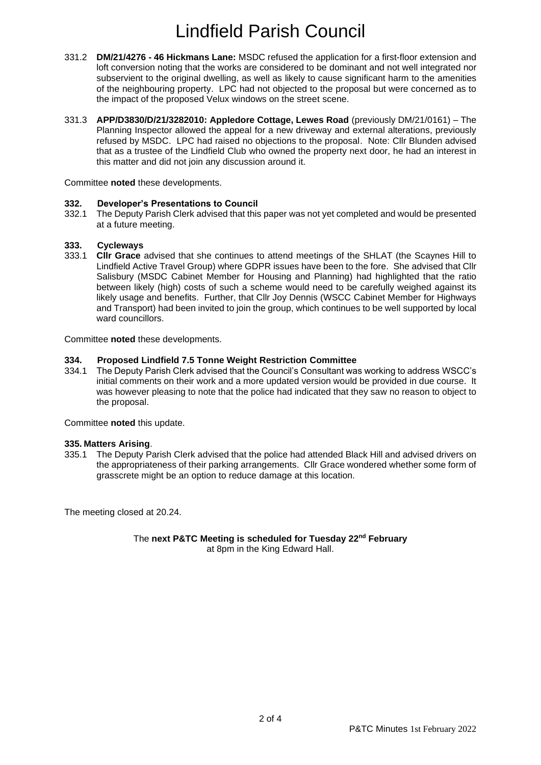331.2 **DM/21/4276 - 46 Hickmans Lane:** MSDC refused the application for a first-floor extension and loft conversion noting that the works are considered to be dominant and not well integrated nor subservient to the original dwelling, as well as likely to cause significant harm to the amenities of the neighbouring property. LPC had not objected to the proposal but were concerned as to the impact of the proposed Velux windows on the street scene.

331.3 **APP/D3830/D/21/3282010: Appledore Cottage, Lewes Road** (previously DM/21/0161) – The Planning Inspector allowed the appeal for a new driveway and external alterations, previously refused by MSDC. LPC had raised no objections to the proposal. Note: Cllr Blunden advised that as a trustee of the Lindfield Club who owned the property next door, he had an interest in this matter and did not join any discussion around it.

Committee **noted** these developments.

**332. Developer's Presentations to Council**

332.1 The Deputy Parish Clerk advised that this paper was not yet completed and would be presented at a future meeting.

**333. Cycleways**

333.1 **Cllr Grace** advised that she continues to attend meetings of the SHLAT (the Scaynes Hill to Lindfield Active Travel Group) where GDPR issues have been to the fore. She advised that Cllr Salisbury (MSDC Cabinet Member for Housing and Planning) had highlighted that the ratio between likely (high) costs of such a scheme would need to be carefully weighed against its likely usage and benefits. Further, that Cllr Joy Dennis (WSCC Cabinet Member for Highways and Transport) had been invited to join the group, which continues to be well supported by local ward councillors.

Committee **noted** these developments.

**334. Proposed Lindfield 7.5 Tonne Weight Restriction Committee**

334.1 The Deputy Parish Clerk advised that the Council's Consultant was working to address WSCC's initial comments on their work and a more updated version would be provided in due course. It was however pleasing to note that the police had indicated that they saw no reason to object to the proposal.

Committee **noted** this update.

**335. Matters Arising**.

335.1 The Deputy Parish Clerk advised that the police had attended Black Hill and advised drivers on the appropriateness of their parking arrangements. Cllr Grace wondered whether some form of grasscrete might be an option to reduce damage at this location.

The meeting closed at 20.24.

The **next P&TC Meeting is scheduled for Tuesday 22nd February** at 8pm in the King Edward Hall.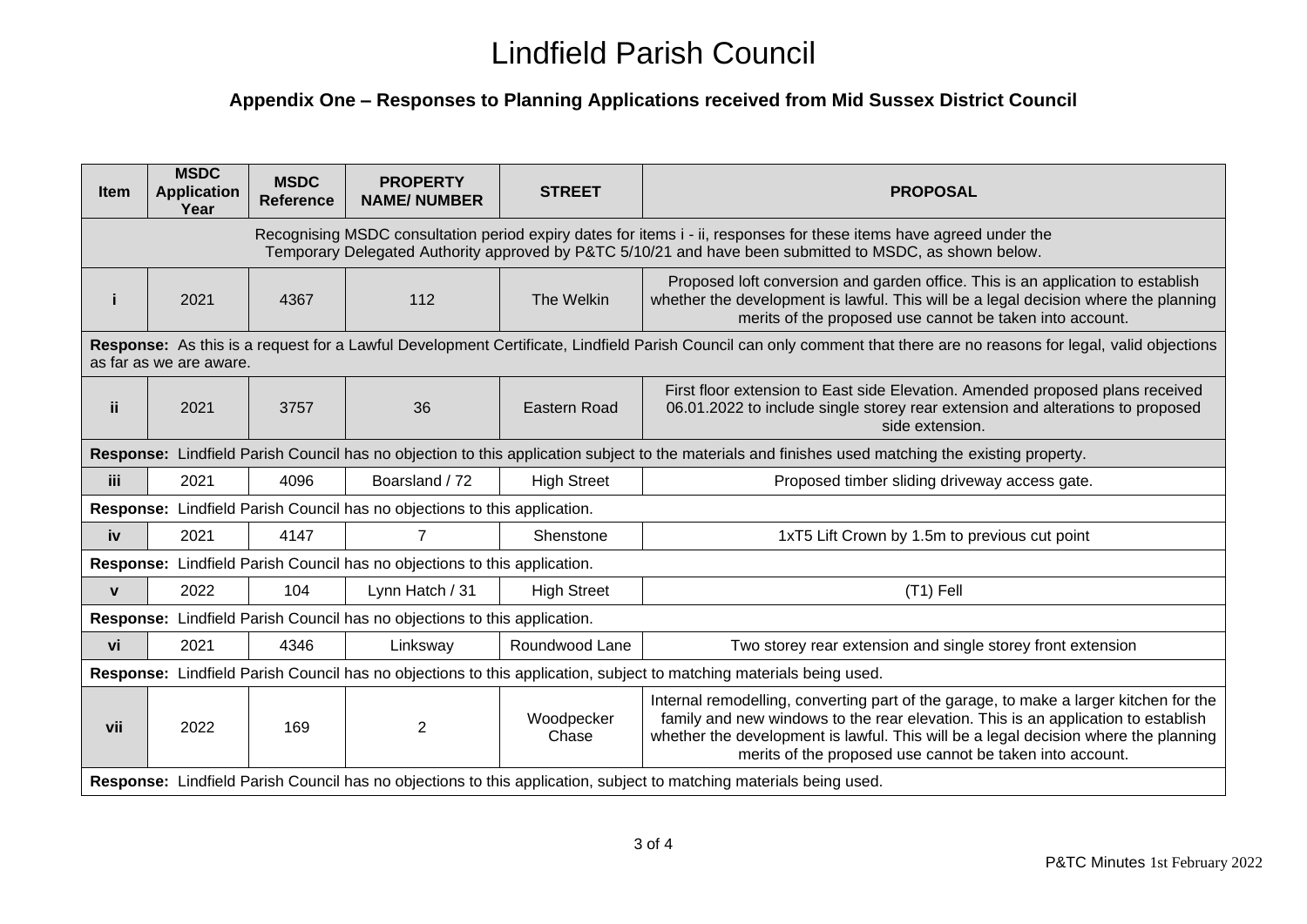# Lindfield Parish Council

## Appendix One – Responses to Planning Applications received from Mid Sussex District Council

| Item | MSDC Application Year | MSDC Reference | PROPERTY NAME/ NUMBER | STREET | PROPOSAL |
|---|---|---|---|---|---|
| Recognising MSDC consultation period expiry dates for items i - ii, responses for these items have agreed under the Temporary Delegated Authority approved by P&TC 5/10/21 and have been submitted to MSDC, as shown below. | | | | | |
| **i** | 2021 | 4367 | 112 | The Welkin | Proposed loft conversion and garden office. This is an application to establish whether the development is lawful. This will be a legal decision where the planning merits of the proposed use cannot be taken into account. |
| **Response:** As this is a request for a Lawful Development Certificate, Lindfield Parish Council can only comment that there are no reasons for legal, valid objections as far as we are aware. | | | | | |
| **ii** | 2021 | 3757 | 36 | Eastern Road | First floor extension to East side Elevation. Amended proposed plans received 06.01.2022 to include single storey rear extension and alterations to proposed side extension. |
| **Response:** Lindfield Parish Council has no objection to this application subject to the materials and finishes used matching the existing property. | | | | | |
| **iii** | 2021 | 4096 | Boarsland / 72 | High Street | Proposed timber sliding driveway access gate. |
| **Response:** Lindfield Parish Council has no objections to this application. | | | | | |
| **iv** | 2021 | 4147 | 7 | Shenstone | 1xT5 Lift Crown by 1.5m to previous cut point |
| **Response:** Lindfield Parish Council has no objections to this application. | | | | | |
| **v** | 2022 | 104 | Lynn Hatch / 31 | High Street | (T1) Fell |
| **Response:** Lindfield Parish Council has no objections to this application. | | | | | |
| **vi** | 2021 | 4346 | Linksway | Roundwood Lane | Two storey rear extension and single storey front extension |
| **Response:** Lindfield Parish Council has no objections to this application, subject to matching materials being used. | | | | | |
| **vii** | 2022 | 169 | 2 | Woodpecker Chase | Internal remodelling, converting part of the garage, to make a larger kitchen for the family and new windows to the rear elevation. This is an application to establish whether the development is lawful. This will be a legal decision where the planning merits of the proposed use cannot be taken into account. |
| **Response:** Lindfield Parish Council has no objections to this application, subject to matching materials being used. | | | | | |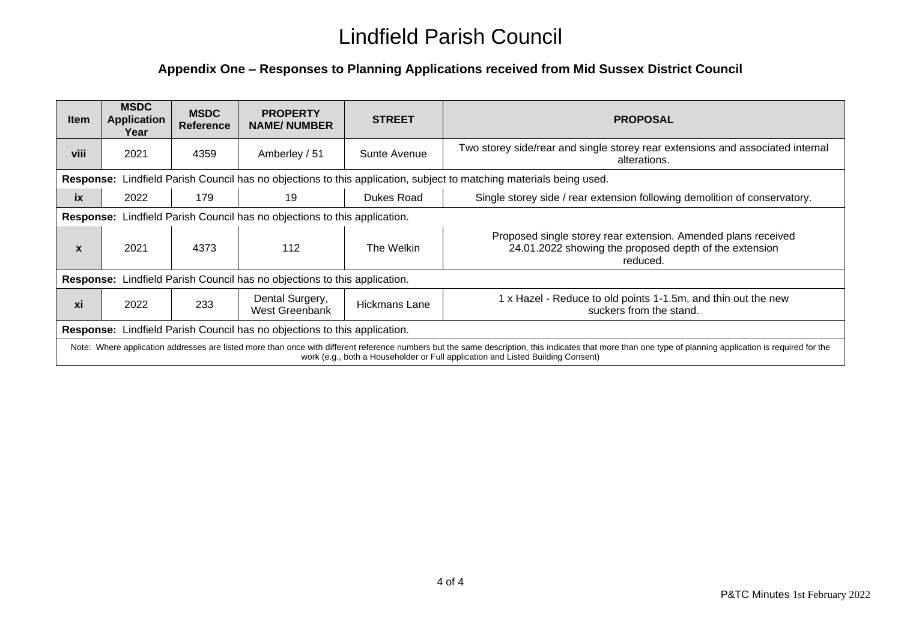# Lindfield Parish Council

### Appendix One – Responses to Planning Applications received from Mid Sussex District Council

| Item | MSDC Application Year | MSDC Reference | PROPERTY NAME/ NUMBER | STREET | PROPOSAL |
|---|---|---|---|---|---|
| viii | 2021 | 4359 | Amberley / 51 | Sunte Avenue | Two storey side/rear and single storey rear extensions and associated internal alterations. |
| **Response:** Lindfield Parish Council has no objections to this application, subject to matching materials being used. | | | | | |
| ix | 2022 | 179 | 19 | Dukes Road | Single storey side / rear extension following demolition of conservatory. |
| **Response:** Lindfield Parish Council has no objections to this application. | | | | | |
| x | 2021 | 4373 | 112 | The Welkin | Proposed single storey rear extension. Amended plans received 24.01.2022 showing the proposed depth of the extension reduced. |
| **Response:** Lindfield Parish Council has no objections to this application. | | | | | |
| xi | 2022 | 233 | Dental Surgery, West Greenbank | Hickmans Lane | 1 x Hazel - Reduce to old points 1-1.5m, and thin out the new suckers from the stand. |
| **Response:** Lindfield Parish Council has no objections to this application. | | | | | |

Note: Where application addresses are listed more than once with different reference numbers but the same description, this indicates that more than one type of planning application is required for the work (e.g., both a Householder or Full application and Listed Building Consent)